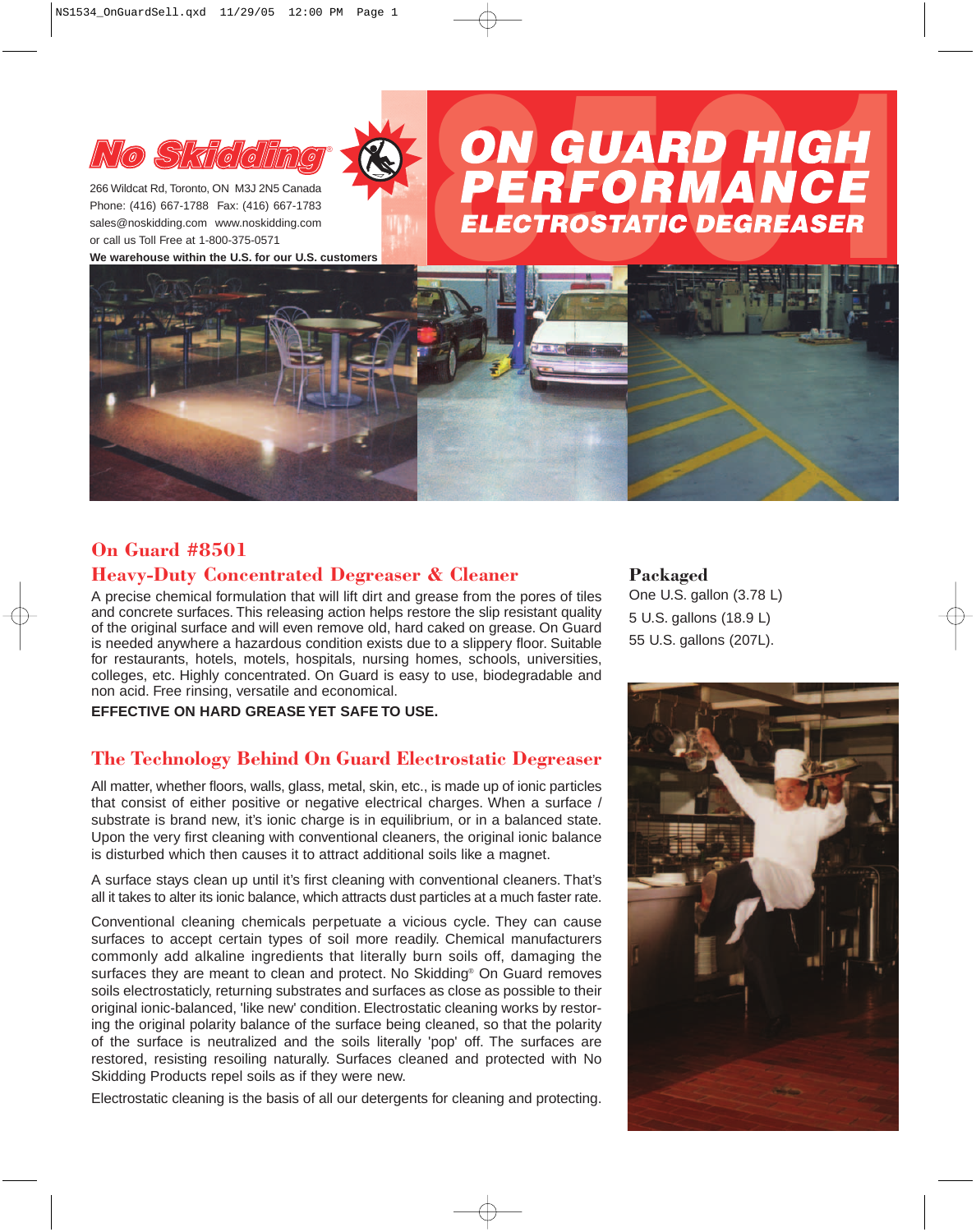# No Skidding®

266 Wildcat Rd, Toronto, ON M3J 2N5 Canada
Phone: (416) 667-1788 Fax: (416) 667-1783
sales@noskidding.com www.noskidding.com
or call us Toll Free at 1-800-375-0571
**We warehouse within the U.S. for our U.S. customers**

# ON GUARD HIGH PERFORMANCE

## ELECTROSTATIC DEGREASER

## On Guard #8501

## Heavy-Duty Concentrated Degreaser & Cleaner

A precise chemical formulation that will lift dirt and grease from the pores of tiles and concrete surfaces. This releasing action helps restore the slip resistant quality of the original surface and will even remove old, hard caked on grease. On Guard is needed anywhere a hazardous condition exists due to a slippery floor. Suitable for restaurants, hotels, motels, hospitals, nursing homes, schools, universities, colleges, etc. Highly concentrated. On Guard is easy to use, biodegradable and non acid. Free rinsing, versatile and economical.

**EFFECTIVE ON HARD GREASE YET SAFE TO USE.**

## The Technology Behind On Guard Electrostatic Degreaser

All matter, whether floors, walls, glass, metal, skin, etc., is made up of ionic particles that consist of either positive or negative electrical charges. When a surface / substrate is brand new, it's ionic charge is in equilibrium, or in a balanced state. Upon the very first cleaning with conventional cleaners, the original ionic balance is disturbed which then causes it to attract additional soils like a magnet.

A surface stays clean up until it's first cleaning with conventional cleaners. That's all it takes to alter its ionic balance, which attracts dust particles at a much faster rate.

Conventional cleaning chemicals perpetuate a vicious cycle. They can cause surfaces to accept certain types of soil more readily. Chemical manufacturers commonly add alkaline ingredients that literally burn soils off, damaging the surfaces they are meant to clean and protect. No Skidding® On Guard removes soils electrostaticly, returning substrates and surfaces as close as possible to their original ionic-balanced, 'like new' condition. Electrostatic cleaning works by restoring the original polarity balance of the surface being cleaned, so that the polarity of the surface is neutralized and the soils literally 'pop' off. The surfaces are restored, resisting resoiling naturally. Surfaces cleaned and protected with No Skidding Products repel soils as if they were new.

Electrostatic cleaning is the basis of all our detergents for cleaning and protecting.

## Packaged

One U.S. gallon (3.78 L)
5 U.S. gallons (18.9 L)
55 U.S. gallons (207L).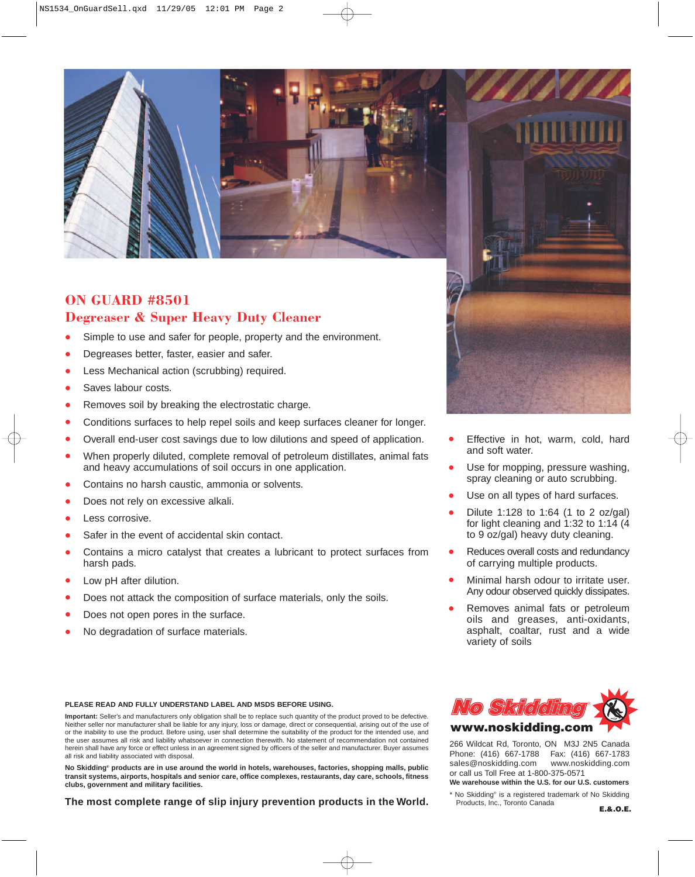## ON GUARD #8501
### Degreaser & Super Heavy Duty Cleaner

- Simple to use and safer for people, property and the environment.
- Degreases better, faster, easier and safer.
- Less Mechanical action (scrubbing) required.
- Saves labour costs.
- Removes soil by breaking the electrostatic charge.
- Conditions surfaces to help repel soils and keep surfaces cleaner for longer.
- Overall end-user cost savings due to low dilutions and speed of application.
- When properly diluted, complete removal of petroleum distillates, animal fats and heavy accumulations of soil occurs in one application.
- Contains no harsh caustic, ammonia or solvents.
- Does not rely on excessive alkali.
- Less corrosive.
- Safer in the event of accidental skin contact.
- Contains a micro catalyst that creates a lubricant to protect surfaces from harsh pads.
- Low pH after dilution.
- Does not attack the composition of surface materials, only the soils.
- Does not open pores in the surface.
- No degradation of surface materials.
- Effective in hot, warm, cold, hard and soft water.
- Use for mopping, pressure washing, spray cleaning or auto scrubbing.
- Use on all types of hard surfaces.
- Dilute 1:128 to 1:64 (1 to 2 oz/gal) for light cleaning and 1:32 to 1:14 (4 to 9 oz/gal) heavy duty cleaning.
- Reduces overall costs and redundancy of carrying multiple products.
- Minimal harsh odour to irritate user. Any odour observed quickly dissipates.
- Removes animal fats or petroleum oils and greases, anti-oxidants, asphalt, coaltar, rust and a wide variety of soils

**PLEASE READ AND FULLY UNDERSTAND LABEL AND MSDS BEFORE USING.**

**Important:** Seller's and manufacturers only obligation shall be to replace such quantity of the product proved to be defective. Neither seller nor manufacturer shall be liable for any injury, loss or damage, direct or consequential, arising out of the use of or the inability to use the product. Before using, user shall determine the suitability of the product for the intended use, and the user assumes all risk and liability whatsoever in connection therewith. No statement of recommendation not contained herein shall have any force or effect unless in an agreement signed by officers of the seller and manufacturer. Buyer assumes all risk and liability associated with disposal.

**No Skidding® products are in use around the world in hotels, warehouses, factories, shopping malls, public transit systems, airports, hospitals and senior care, office complexes, restaurants, day care, schools, fitness clubs, government and military facilities.**

**The most complete range of slip injury prevention products in the World.**

**No Skidding®**

**www.noskidding.com**

266 Wildcat Rd, Toronto, ON M3J 2N5 Canada
Phone: (416) 667-1788 Fax: (416) 667-1783
sales@noskidding.com www.noskidding.com
or call us Toll Free at 1-800-375-0571
**We warehouse within the U.S. for our U.S. customers**

* No Skidding® is a registered trademark of No Skidding Products, Inc., Toronto Canada

**E.&.O.E.**